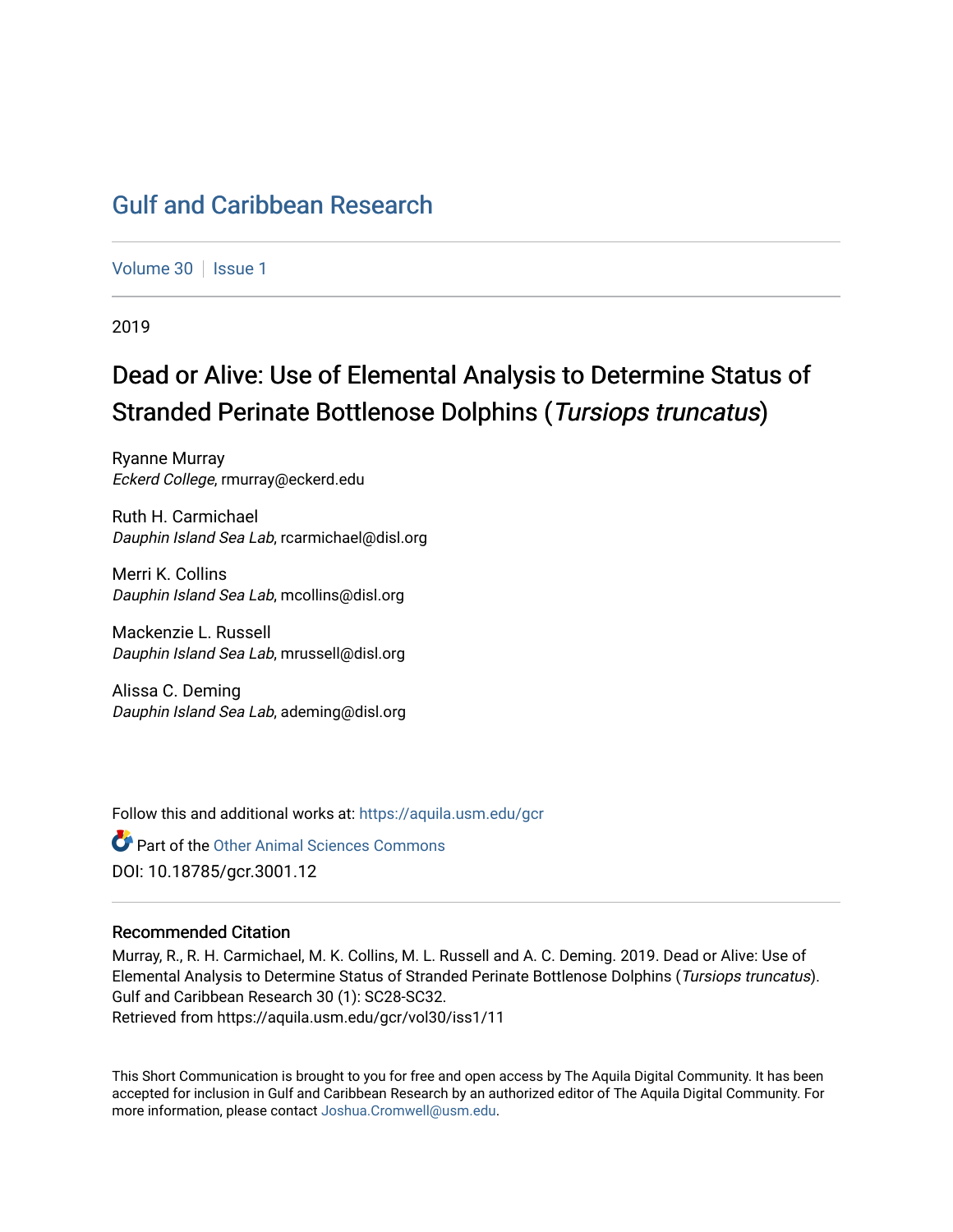# Gulf and Caribbean Research

Volume 30 | Issue 1

2019

## Dead or Alive: Use of Elemental Analysis to Determine Status of Stranded Perinate Bottlenose Dolphins (*Tursiops truncatus*)

Ryanne Murray
*Eckerd College*, rmurray@eckerd.edu

Ruth H. Carmichael
*Dauphin Island Sea Lab*, rcarmichael@disl.org

Merri K. Collins
*Dauphin Island Sea Lab*, mcollins@disl.org

Mackenzie L. Russell
*Dauphin Island Sea Lab*, mrussell@disl.org

Alissa C. Deming
*Dauphin Island Sea Lab*, ademing@disl.org

Follow this and additional works at: https://aquila.usm.edu/gcr

Part of the Other Animal Sciences Commons

DOI: 10.18785/gcr.3001.12

### Recommended Citation

Murray, R., R. H. Carmichael, M. K. Collins, M. L. Russell and A. C. Deming. 2019. Dead or Alive: Use of Elemental Analysis to Determine Status of Stranded Perinate Bottlenose Dolphins (*Tursiops truncatus*). Gulf and Caribbean Research 30 (1): SC28-SC32.
Retrieved from https://aquila.usm.edu/gcr/vol30/iss1/11

This Short Communication is brought to you for free and open access by The Aquila Digital Community. It has been accepted for inclusion in Gulf and Caribbean Research by an authorized editor of The Aquila Digital Community. For more information, please contact Joshua.Cromwell@usm.edu.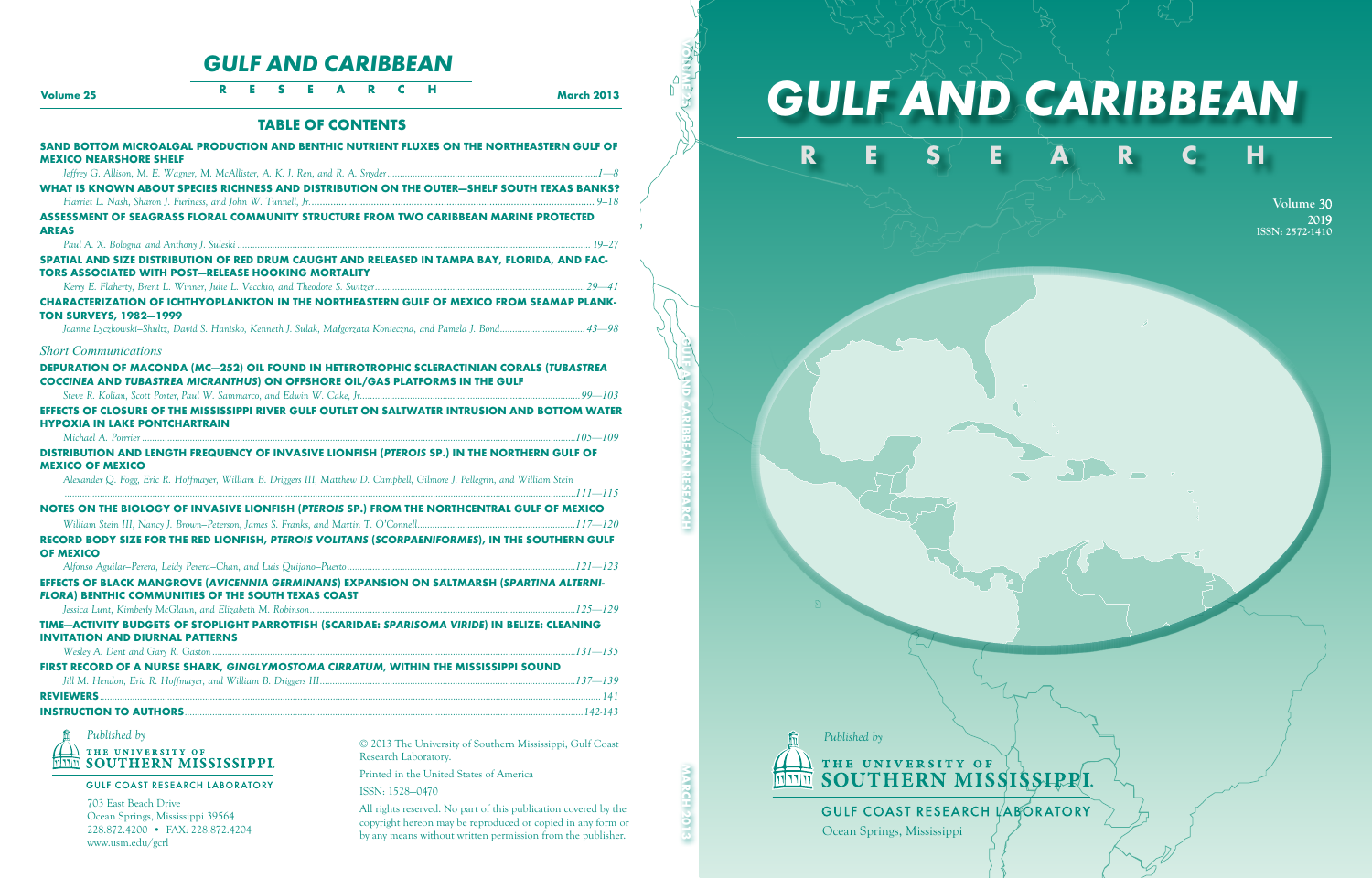# GULF AND CARIBBEAN RESEARCH

Volume 25 — March 2013

## TABLE OF CONTENTS

**SAND BOTTOM MICROALGAL PRODUCTION AND BENTHIC NUTRIENT FLUXES ON THE NORTHEASTERN GULF OF MEXICO NEARSHORE SHELF**
*Jeffrey G. Allison, M. E. Wagner, M. McAllister, A. K. J. Ren, and R. A. Snyder* ......1—8

**WHAT IS KNOWN ABOUT SPECIES RICHNESS AND DISTRIBUTION ON THE OUTER—SHELF SOUTH TEXAS BANKS?**
*Harriet L. Nash, Sharon J. Furiness, and John W. Tunnell, Jr.* ......9—18

**ASSESSMENT OF SEAGRASS FLORAL COMMUNITY STRUCTURE FROM TWO CARIBBEAN MARINE PROTECTED AREAS**
*Paul A. X. Bologna and Anthony J. Suleski* ......19—27

**SPATIAL AND SIZE DISTRIBUTION OF RED DRUM CAUGHT AND RELEASED IN TAMPA BAY, FLORIDA, AND FACTORS ASSOCIATED WITH POST—RELEASE HOOKING MORTALITY**
*Kerry E. Flaherty, Brent L. Winner, Julie L. Vecchio, and Theodore S. Switzer* ......29—41

**CHARACTERIZATION OF ICHTHYOPLANKTON IN THE NORTHEASTERN GULF OF MEXICO FROM SEAMAP PLANKTON SURVEYS, 1982—1999**
*Joanne Lyczkowski—Shultz, David S. Hanisko, Kenneth J. Sulak, Małgorzata Konieczna, and Pamela J. Bond* ......43—98

### *Short Communications*

**DEPURATION OF MACONDA (MC—252) OIL FOUND IN HETEROTROPHIC SCLERACTINIAN CORALS (*TUBASTREA COCCINEA* AND *TUBASTREA MICRANTHUS*) ON OFFSHORE OIL/GAS PLATFORMS IN THE GULF**
*Steve R. Kolian, Scott Porter, Paul W. Sammarco, and Edwin W. Cake, Jr.* ......99—103

**EFFECTS OF CLOSURE OF THE MISSISSIPPI RIVER GULF OUTLET ON SALTWATER INTRUSION AND BOTTOM WATER HYPOXIA IN LAKE PONTCHARTRAIN**
*Michael A. Poirrier* ......105—109

**DISTRIBUTION AND LENGTH FREQUENCY OF INVASIVE LIONFISH (*PTEROIS* SP.) IN THE NORTHERN GULF OF MEXICO OF MEXICO**
*Alexander Q. Fogg, Eric R. Hoffmayer, William B. Driggers III, Matthew D. Campbell, Gilmore J. Pellegrin, and William Stein* ......111—115

**NOTES ON THE BIOLOGY OF INVASIVE LIONFISH (*PTEROIS* SP.) FROM THE NORTHCENTRAL GULF OF MEXICO**
*William Stein III, Nancy J. Brown—Peterson, James S. Franks, and Martin T. O'Connell* ......117—120

**RECORD BODY SIZE FOR THE RED LIONFISH, *PTEROIS VOLITANS* (*SCORPAENIFORMES*), IN THE SOUTHERN GULF OF MEXICO**
*Alfonso Aguilar—Perera, Leidy Perera—Chan, and Luis Quijano—Puerto* ......121—123

**EFFECTS OF BLACK MANGROVE (*AVICENNIA GERMINANS*) EXPANSION ON SALTMARSH (*SPARTINA ALTERNIFLORA*) BENTHIC COMMUNITIES OF THE SOUTH TEXAS COAST**
*Jessica Lunt, Kimberly McGlaun, and Elizabeth M. Robinson* ......125—129

**TIME—ACTIVITY BUDGETS OF STOPLIGHT PARROTFISH (SCARIDAE: *SPARISOMA VIRIDE*) IN BELIZE: CLEANING INVITATION AND DIURNAL PATTERNS**
*Wesley A. Dent and Gary R. Gaston* ......131—135

**FIRST RECORD OF A NURSE SHARK, *GINGLYMOSTOMA CIRRATUM*, WITHIN THE MISSISSIPPI SOUND**
*Jill M. Hendon, Eric R. Hoffmayer, and William B. Driggers III* ......137—139

**REVIEWERS** ......141

**INSTRUCTION TO AUTHORS** ......142-143

*Published by*
THE UNIVERSITY OF SOUTHERN MISSISSIPPI.
GULF COAST RESEARCH LABORATORY
703 East Beach Drive
Ocean Springs, Mississippi 39564
228.872.4200 • FAX: 228.872.4204
www.usm.edu/gcrl

© 2013 The University of Southern Mississippi, Gulf Coast Research Laboratory.

Printed in the United States of America

ISSN: 1528—0470

All rights reserved. No part of this publication covered by the copyright hereon may be reproduced or copied in any form or by any means without written permission from the publisher.

# GULF AND CARIBBEAN RESEARCH

Volume 30
2019
ISSN: 2572-1410

*Published by*
THE UNIVERSITY OF SOUTHERN MISSISSIPPI.
GULF COAST RESEARCH LABORATORY
Ocean Springs, Mississippi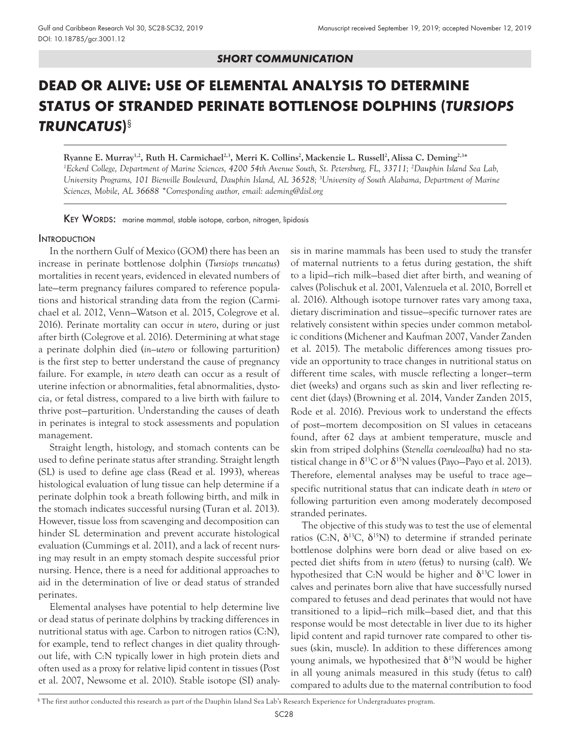## SHORT COMMUNICATION

# DEAD OR ALIVE: USE OF ELEMENTAL ANALYSIS TO DETERMINE STATUS OF STRANDED PERINATE BOTTLENOSE DOLPHINS (*TURSIOPS TRUNCATUS*)[§]

**Ryanne E. Murray[1,2], Ruth H. Carmichael[2,3], Merri K. Collins[2], Mackenzie L. Russell[2], Alissa C. Deming[2,3]***

*[1]Eckerd College, Department of Marine Sciences, 4200 54th Avenue South, St. Petersburg, FL, 33711; [2]Dauphin Island Sea Lab, University Programs, 101 Bienville Boulevard, Dauphin Island, AL 36528; [3]University of South Alabama, Department of Marine Sciences, Mobile, AL 36688 *Corresponding author, email: ademing@disl.org*

**Key Words:** marine mammal, stable isotope, carbon, nitrogen, lipidosis

## Introduction

In the northern Gulf of Mexico (GOM) there has been an increase in perinate bottlenose dolphin (*Tursiops truncatus*) mortalities in recent years, evidenced in elevated numbers of late—term pregnancy failures compared to reference populations and historical stranding data from the region (Carmichael et al. 2012, Venn—Watson et al. 2015, Colegrove et al. 2016). Perinate mortality can occur *in utero*, during or just after birth (Colegrove et al. 2016). Determining at what stage a perinate dolphin died (*in—utero* or following parturition) is the first step to better understand the cause of pregnancy failure. For example, *in utero* death can occur as a result of uterine infection or abnormalities, fetal abnormalities, dystocia, or fetal distress, compared to a live birth with failure to thrive post—parturition. Understanding the causes of death in perinates is integral to stock assessments and population management.

Straight length, histology, and stomach contents can be used to define perinate status after stranding. Straight length (SL) is used to define age class (Read et al. 1993), whereas histological evaluation of lung tissue can help determine if a perinate dolphin took a breath following birth, and milk in the stomach indicates successful nursing (Turan et al. 2013). However, tissue loss from scavenging and decomposition can hinder SL determination and prevent accurate histological evaluation (Cummings et al. 2011), and a lack of recent nursing may result in an empty stomach despite successful prior nursing. Hence, there is a need for additional approaches to aid in the determination of live or dead status of stranded perinates.

Elemental analyses have potential to help determine live or dead status of perinate dolphins by tracking differences in nutritional status with age. Carbon to nitrogen ratios (C:N), for example, tend to reflect changes in diet quality throughout life, with C:N typically lower in high protein diets and often used as a proxy for relative lipid content in tissues (Post et al. 2007, Newsome et al. 2010). Stable isotope (SI) analysis in marine mammals has been used to study the transfer of maternal nutrients to a fetus during gestation, the shift to a lipid—rich milk—based diet after birth, and weaning of calves (Polischuk et al. 2001, Valenzuela et al. 2010, Borrell et al. 2016). Although isotope turnover rates vary among taxa, dietary discrimination and tissue—specific turnover rates are relatively consistent within species under common metabolic conditions (Michener and Kaufman 2007, Vander Zanden et al. 2015). The metabolic differences among tissues provide an opportunity to trace changes in nutritional status on different time scales, with muscle reflecting a longer—term diet (weeks) and organs such as skin and liver reflecting recent diet (days) (Browning et al. 2014, Vander Zanden 2015, Rode et al. 2016). Previous work to understand the effects of post—mortem decomposition on SI values in cetaceans found, after 62 days at ambient temperature, muscle and skin from striped dolphins (*Stenella coeruleoalba*) had no statistical change in $\delta^{13}C$ or $\delta^{15}N$ values (Payo—Payo et al. 2013). Therefore, elemental analyses may be useful to trace age—specific nutritional status that can indicate death *in utero* or following parturition even among moderately decomposed stranded perinates.

The objective of this study was to test the use of elemental ratios (C:N, $\delta^{13}C$, $\delta^{15}N$) to determine if stranded perinate bottlenose dolphins were born dead or alive based on expected diet shifts from *in utero* (fetus) to nursing (calf). We hypothesized that C:N would be higher and $\delta^{13}C$ lower in calves and perinates born alive that have successfully nursed compared to fetuses and dead perinates that would not have transitioned to a lipid—rich milk—based diet, and that this response would be most detectable in liver due to its higher lipid content and rapid turnover rate compared to other tissues (skin, muscle). In addition to these differences among young animals, we hypothesized that $\delta^{15}N$ would be higher in all young animals measured in this study (fetus to calf) compared to adults due to the maternal contribution to food

[§] The first author conducted this research as part of the Dauphin Island Sea Lab's Research Experience for Undergraduates program.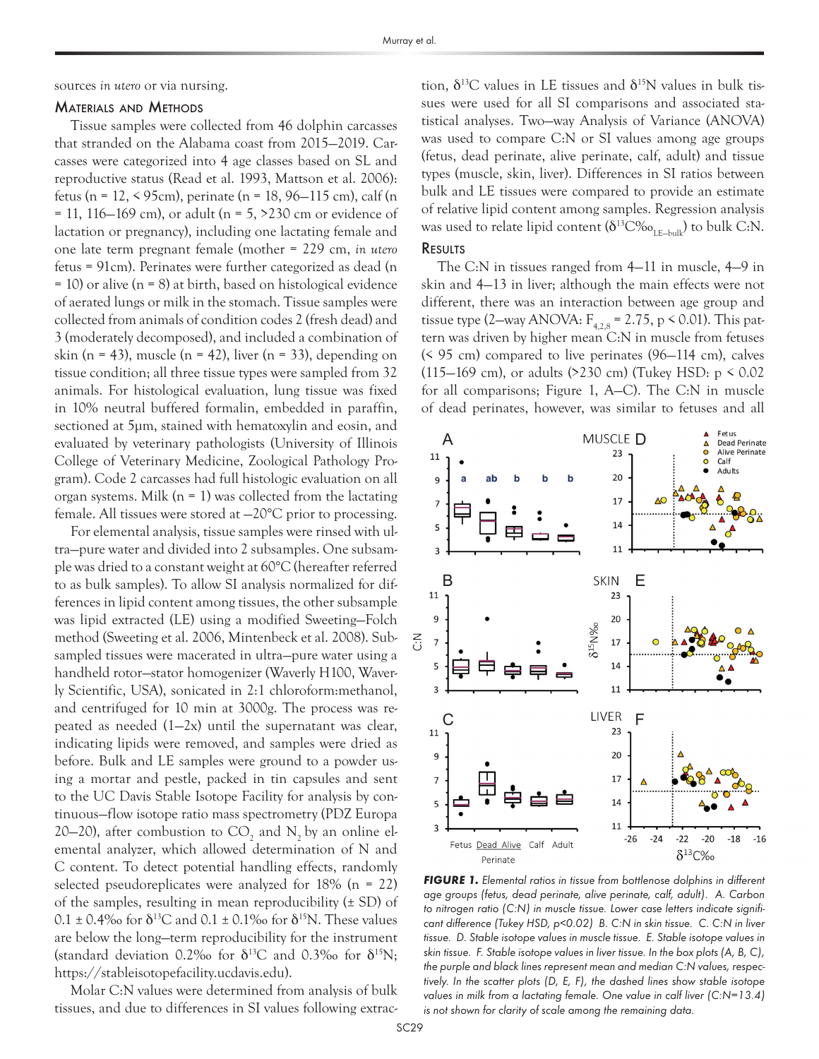sources *in utero* or via nursing.

## Materials and Methods

Tissue samples were collected from 46 dolphin carcasses that stranded on the Alabama coast from 2015–2019. Carcasses were categorized into 4 age classes based on SL and reproductive status (Read et al. 1993, Mattson et al. 2006): fetus (n = 12, < 95cm), perinate (n = 18, 96–115 cm), calf (n = 11, 116–169 cm), or adult (n = 5, >230 cm or evidence of lactation or pregnancy), including one lactating female and one late term pregnant female (mother = 229 cm, *in utero* fetus = 91cm). Perinates were further categorized as dead (n = 10) or alive (n = 8) at birth, based on histological evidence of aerated lungs or milk in the stomach. Tissue samples were collected from animals of condition codes 2 (fresh dead) and 3 (moderately decomposed), and included a combination of skin (n = 43), muscle (n = 42), liver (n = 33), depending on tissue condition; all three tissue types were sampled from 32 animals. For histological evaluation, lung tissue was fixed in 10% neutral buffered formalin, embedded in paraffin, sectioned at 5µm, stained with hematoxylin and eosin, and evaluated by veterinary pathologists (University of Illinois College of Veterinary Medicine, Zoological Pathology Program). Code 2 carcasses had full histologic evaluation on all organ systems. Milk (n = 1) was collected from the lactating female. All tissues were stored at –20°C prior to processing.

For elemental analysis, tissue samples were rinsed with ultra–pure water and divided into 2 subsamples. One subsample was dried to a constant weight at 60°C (hereafter referred to as bulk samples). To allow SI analysis normalized for differences in lipid content among tissues, the other subsample was lipid extracted (LE) using a modified Sweeting–Folch method (Sweeting et al. 2006, Mintenbeck et al. 2008). Subsampled tissues were macerated in ultra–pure water using a handheld rotor–stator homogenizer (Waverly H100, Waverly Scientific, USA), sonicated in 2:1 chloroform:methanol, and centrifuged for 10 min at 3000g. The process was repeated as needed (1–2x) until the supernatant was clear, indicating lipids were removed, and samples were dried as before. Bulk and LE samples were ground to a powder using a mortar and pestle, packed in tin capsules and sent to the UC Davis Stable Isotope Facility for analysis by continuous–flow isotope ratio mass spectrometry (PDZ Europa 20–20), after combustion to $CO_2$ and $N_2$ by an online elemental analyzer, which allowed determination of N and C content. To detect potential handling effects, randomly selected pseudoreplicates were analyzed for 18% (n = 22) of the samples, resulting in mean reproducibility (± SD) of 0.1 ± 0.4‰ for $\delta^{13}C$ and 0.1 ± 0.1‰ for $\delta^{15}N$. These values are below the long–term reproducibility for the instrument (standard deviation 0.2‰ for $\delta^{13}C$ and 0.3‰ for $\delta^{15}N$; https://stableisotopefacility.ucdavis.edu).

Molar C:N values were determined from analysis of bulk tissues, and due to differences in SI values following extraction, $\delta^{13}C$ values in LE tissues and $\delta^{15}N$ values in bulk tissues were used for all SI comparisons and associated statistical analyses. Two–way Analysis of Variance (ANOVA) was used to compare C:N or SI values among age groups (fetus, dead perinate, alive perinate, calf, adult) and tissue types (muscle, skin, liver). Differences in SI ratios between bulk and LE tissues were compared to provide an estimate of relative lipid content among samples. Regression analysis was used to relate lipid content ($\delta^{13}C‰_{LE-bulk}$) to bulk C:N.

## Results

The C:N in tissues ranged from 4–11 in muscle, 4–9 in skin and 4–13 in liver; although the main effects were not different, there was an interaction between age group and tissue type (2–way ANOVA: $F_{4,2,8} = 2.75$, $p < 0.01$). This pattern was driven by higher mean C:N in muscle from fetuses (< 95 cm) compared to live perinates (96–114 cm), calves (115–169 cm), or adults (>230 cm) (Tukey HSD: $p < 0.02$ for all comparisons; Figure 1, A–C). The C:N in muscle of dead perinates, however, was similar to fetuses and all

***FIGURE 1.*** *Elemental ratios in tissue from bottlenose dolphins in different age groups (fetus, dead perinate, alive perinate, calf, adult). A. Carbon to nitrogen ratio (C:N) in muscle tissue. Lower case letters indicate significant difference (Tukey HSD, p<0.02) B. C:N in skin tissue. C. C:N in liver tissue. D. Stable isotope values in muscle tissue. E. Stable isotope values in skin tissue. F. Stable isotope values in liver tissue. In the box plots (A, B, C), the purple and black lines represent mean and median C:N values, respectively. In the scatter plots (D, E, F), the dashed lines show stable isotope values in milk from a lactating female. One value in calf liver (C:N=13.4) is not shown for clarity of scale among the remaining data.*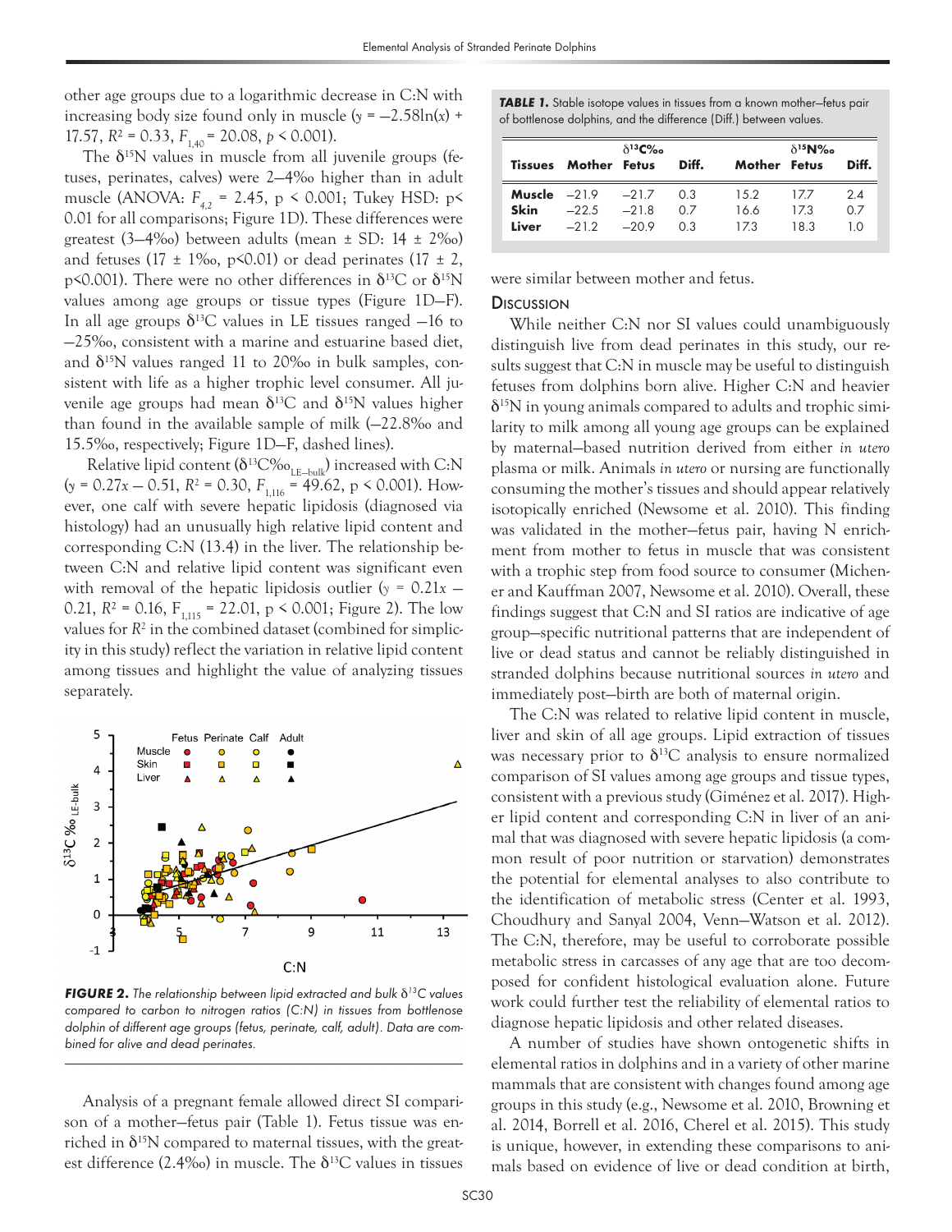other age groups due to a logarithmic decrease in C:N with increasing body size found only in muscle ($y = -2.58\ln(x) + 17.57$, $R^2 = 0.33$, $F_{1,40} = 20.08$, $p < 0.001$).

The $\delta^{15}N$ values in muscle from all juvenile groups (fetuses, perinates, calves) were 2–4‰ higher than in adult muscle (ANOVA: $F_{4,2} = 2.45$, $p < 0.001$; Tukey HSD: $p < 0.01$ for all comparisons; Figure 1D). These differences were greatest (3–4‰) between adults (mean ± SD: 14 ± 2‰) and fetuses (17 ± 1‰, $p<0.01$) or dead perinates (17 ± 2, $p<0.001$). There were no other differences in $\delta^{13}C$ or $\delta^{15}N$ values among age groups or tissue types (Figure 1D–F). In all age groups $\delta^{13}C$ values in LE tissues ranged –16 to –25‰, consistent with a marine and estuarine based diet, and $\delta^{15}N$ values ranged 11 to 20‰ in bulk samples, consistent with life as a higher trophic level consumer. All juvenile age groups had mean $\delta^{13}C$ and $\delta^{15}N$ values higher than found in the available sample of milk (–22.8‰ and 15.5‰, respectively; Figure 1D–F, dashed lines).

Relative lipid content ($\delta^{13}C‰_{LE-bulk}$) increased with C:N ($y = 0.27x - 0.51$, $R^2 = 0.30$, $F_{1,116} = 49.62$, $p < 0.001$). However, one calf with severe hepatic lipidosis (diagnosed via histology) had an unusually high relative lipid content and corresponding C:N (13.4) in the liver. The relationship between C:N and relative lipid content was significant even with removal of the hepatic lipidosis outlier ($y = 0.21x - 0.21$, $R^2 = 0.16$, $F_{1,115} = 22.01$, $p < 0.001$; Figure 2). The low values for $R^2$ in the combined dataset (combined for simplicity in this study) reflect the variation in relative lipid content among tissues and highlight the value of analyzing tissues separately.

***FIGURE 2.*** *The relationship between lipid extracted and bulk $\delta^{13}C$ values compared to carbon to nitrogen ratios (C:N) in tissues from bottlenose dolphin of different age groups (fetus, perinate, calf, adult). Data are combined for alive and dead perinates.*

Analysis of a pregnant female allowed direct SI comparison of a mother–fetus pair (Table 1). Fetus tissue was enriched in $\delta^{15}N$ compared to maternal tissues, with the greatest difference (2.4‰) in muscle. The $\delta^{13}C$ values in tissues were similar between mother and fetus.

***TABLE 1.*** Stable isotope values in tissues from a known mother–fetus pair of bottlenose dolphins, and the difference (Diff.) between values.

| | $\delta^{13}C‰$ | | | $\delta^{15}N‰$ | | |
|---|---|---|---|---|---|---|
| **Tissues** | **Mother** | **Fetus** | **Diff.** | **Mother** | **Fetus** | **Diff.** |
| **Muscle** | –21.9 | –21.7 | 0.3 | 15.2 | 17.7 | 2.4 |
| **Skin** | –22.5 | –21.8 | 0.7 | 16.6 | 17.3 | 0.7 |
| **Liver** | –21.2 | –20.9 | 0.3 | 17.3 | 18.3 | 1.0 |

## Discussion

While neither C:N nor SI values could unambiguously distinguish live from dead perinates in this study, our results suggest that C:N in muscle may be useful to distinguish fetuses from dolphins born alive. Higher C:N and heavier $\delta^{15}N$ in young animals compared to adults and trophic similarity to milk among all young age groups can be explained by maternal–based nutrition derived from either *in utero* plasma or milk. Animals *in utero* or nursing are functionally consuming the mother's tissues and should appear relatively isotopically enriched (Newsome et al. 2010). This finding was validated in the mother–fetus pair, having N enrichment from mother to fetus in muscle that was consistent with a trophic step from food source to consumer (Michener and Kauffman 2007, Newsome et al. 2010). Overall, these findings suggest that C:N and SI ratios are indicative of age group–specific nutritional patterns that are independent of live or dead status and cannot be reliably distinguished in stranded dolphins because nutritional sources *in utero* and immediately post–birth are both of maternal origin.

The C:N was related to relative lipid content in muscle, liver and skin of all age groups. Lipid extraction of tissues was necessary prior to $\delta^{13}C$ analysis to ensure normalized comparison of SI values among age groups and tissue types, consistent with a previous study (Giménez et al. 2017). Higher lipid content and corresponding C:N in liver of an animal that was diagnosed with severe hepatic lipidosis (a common result of poor nutrition or starvation) demonstrates the potential for elemental analyses to also contribute to the identification of metabolic stress (Center et al. 1993, Choudhury and Sanyal 2004, Venn–Watson et al. 2012). The C:N, therefore, may be useful to corroborate possible metabolic stress in carcasses of any age that are too decomposed for confident histological evaluation alone. Future work could further test the reliability of elemental ratios to diagnose hepatic lipidosis and other related diseases.

A number of studies have shown ontogenetic shifts in elemental ratios in dolphins and in a variety of other marine mammals that are consistent with changes found among age groups in this study (e.g., Newsome et al. 2010, Browning et al. 2014, Borrell et al. 2016, Cherel et al. 2015). This study is unique, however, in extending these comparisons to animals based on evidence of live or dead condition at birth,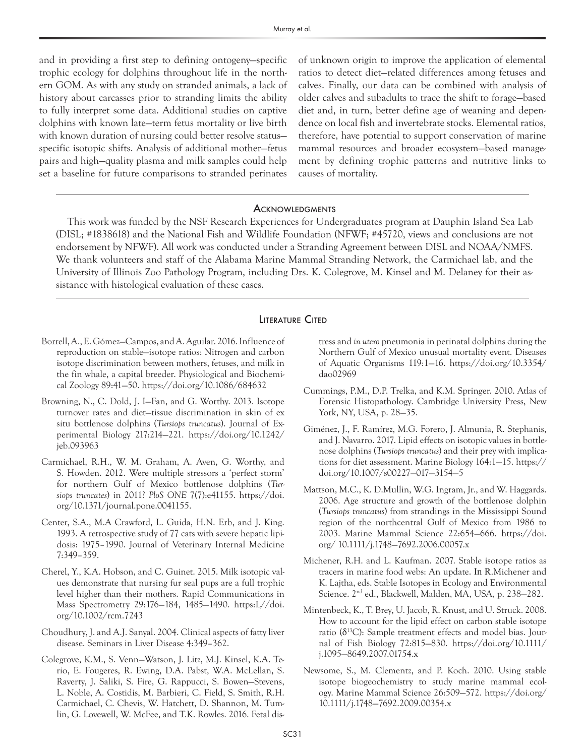and in providing a first step to defining ontogeny–specific trophic ecology for dolphins throughout life in the northern GOM. As with any study on stranded animals, a lack of history about carcasses prior to stranding limits the ability to fully interpret some data. Additional studies on captive dolphins with known late–term fetus mortality or live birth with known duration of nursing could better resolve status–specific isotopic shifts. Analysis of additional mother–fetus pairs and high–quality plasma and milk samples could help set a baseline for future comparisons to stranded perinates of unknown origin to improve the application of elemental ratios to detect diet–related differences among fetuses and calves. Finally, our data can be combined with analysis of older calves and subadults to trace the shift to forage–based diet and, in turn, better define age of weaning and dependence on local fish and invertebrate stocks. Elemental ratios, therefore, have potential to support conservation of marine mammal resources and broader ecosystem–based management by defining trophic patterns and nutritive links to causes of mortality.

## Acknowledgments

This work was funded by the NSF Research Experiences for Undergraduates program at Dauphin Island Sea Lab (DISL; #1838618) and the National Fish and Wildlife Foundation (NFWF; #45720, views and conclusions are not endorsement by NFWF). All work was conducted under a Stranding Agreement between DISL and NOAA/NMFS. We thank volunteers and staff of the Alabama Marine Mammal Stranding Network, the Carmichael lab, and the University of Illinois Zoo Pathology Program, including Drs. K. Colegrove, M. Kinsel and M. Delaney for their assistance with histological evaluation of these cases.

## Literature Cited

Borrell, A., E. Gómez–Campos, and A. Aguilar. 2016. Influence of reproduction on stable–isotope ratios: Nitrogen and carbon isotope discrimination between mothers, fetuses, and milk in the fin whale, a capital breeder. Physiological and Biochemical Zoology 89:41–50. https://doi.org/10.1086/684632

Browning, N., C. Dold, J. I–Fan, and G. Worthy. 2013. Isotope turnover rates and diet–tissue discrimination in skin of ex situ bottlenose dolphins (*Tursiops truncatus*). Journal of Experimental Biology 217:214–221. https://doi.org/10.1242/jeb.093963

Carmichael, R.H., W. M. Graham, A. Aven, G. Worthy, and S. Howden. 2012. Were multiple stressors a 'perfect storm' for northern Gulf of Mexico bottlenose dolphins (*Tursiops truncates*) in 2011? *PloS ONE* 7(7):e41155. https://doi.org/10.1371/journal.pone.0041155.

Center, S.A., M.A Crawford, L. Guida, H.N. Erb, and J. King. 1993. A retrospective study of 77 cats with severe hepatic lipidosis: 1975–1990. Journal of Veterinary Internal Medicine 7:349–359.

Cherel, Y., K.A. Hobson, and C. Guinet. 2015. Milk isotopic values demonstrate that nursing fur seal pups are a full trophic level higher than their mothers. Rapid Communications in Mass Spectrometry 29:176–184, 1485–1490. https:L//doi.org/10.1002/rcm.7243

Choudhury, J. and A.J. Sanyal. 2004. Clinical aspects of fatty liver disease. Seminars in Liver Disease 4:349–362.

Colegrove, K.M., S. Venn–Watson, J. Litz, M.J. Kinsel, K.A. Terio, E. Fougeres, R. Ewing, D.A. Pabst, W.A. McLellan, S. Raverty, J. Saliki, S. Fire, G. Rappucci, S. Bowen–Stevens, L. Noble, A. Costidis, M. Barbieri, C. Field, S. Smith, R.H. Carmichael, C. Chevis, W. Hatchett, D. Shannon, M. Tumlin, G. Lovewell, W. McFee, and T.K. Rowles. 2016. Fetal distress and *in utero* pneumonia in perinatal dolphins during the Northern Gulf of Mexico unusual mortality event. Diseases of Aquatic Organisms 119:1–16. https://doi.org/10.3354/dao02969

Cummings, P.M., D.P. Trelka, and K.M. Springer. 2010. Atlas of Forensic Histopathology. Cambridge University Press, New York, NY, USA, p. 28–35.

Giménez, J., F. Ramírez, M.G. Forero, J. Almunia, R. Stephanis, and J. Navarro. 2017. Lipid effects on isotopic values in bottlenose dolphins (*Tursiops truncatus*) and their prey with implications for diet assessment. Marine Biology 164:1–15. https://doi.org/10.1007/s00227–017–3154–5

Mattson, M.C., K. D.Mullin, W.G. Ingram, Jr., and W. Haggards. 2006. Age structure and growth of the bottlenose dolphin (*Tursiops truncatus*) from strandings in the Mississippi Sound region of the northcentral Gulf of Mexico from 1986 to 2003. Marine Mammal Science 22:654–666. https://doi.org/ 10.1111/j.1748–7692.2006.00057.x

Michener, R.H. and L. Kaufman. 2007. Stable isotope ratios as tracers in marine food webs: An update. In R.Michener and K. Lajtha, eds. Stable Isotopes in Ecology and Environmental Science. 2[nd] ed., Blackwell, Malden, MA, USA, p. 238–282.

Mintenbeck, K., T. Brey, U. Jacob, R. Knust, and U. Struck. 2008. How to account for the lipid effect on carbon stable isotope ratio ($\delta^{13}C$): Sample treatment effects and model bias. Journal of Fish Biology 72:815–830. https://doi.org/10.1111/j.1095–8649.2007.01754.x

Newsome, S., M. Clementz, and P. Koch. 2010. Using stable isotope biogeochemistry to study marine mammal ecology. Marine Mammal Science 26:509–572. https://doi.org/ 10.1111/j.1748–7692.2009.00354.x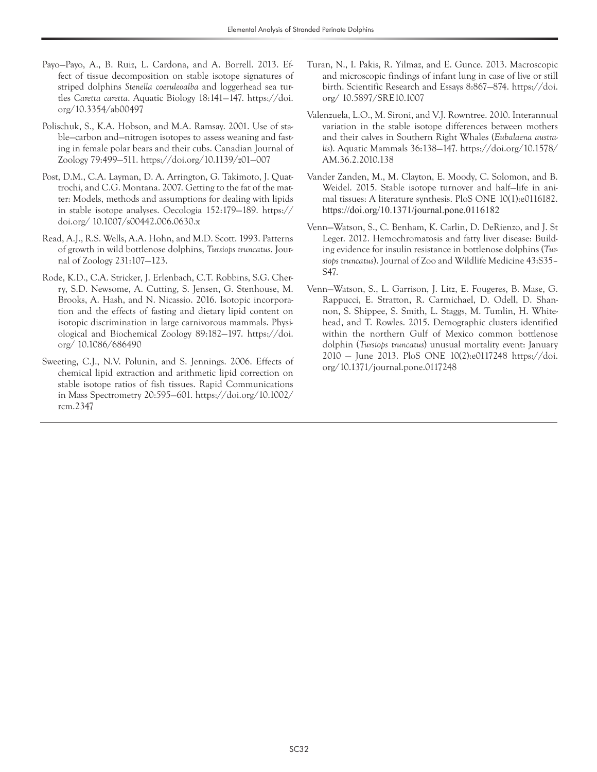Payo–Payo, A., B. Ruiz, L. Cardona, and A. Borrell. 2013. Effect of tissue decomposition on stable isotope signatures of striped dolphins *Stenella coeruleoalba* and loggerhead sea turtles *Caretta caretta*. Aquatic Biology 18:141–147. https://doi.org/10.3354/ab00497

Polischuk, S., K.A. Hobson, and M.A. Ramsay. 2001. Use of stable–carbon and–nitrogen isotopes to assess weaning and fasting in female polar bears and their cubs. Canadian Journal of Zoology 79:499–511. https://doi.org/10.1139/z01–007

Post, D.M., C.A. Layman, D. A. Arrington, G. Takimoto, J. Quattrochi, and C.G. Montana. 2007. Getting to the fat of the matter: Models, methods and assumptions for dealing with lipids in stable isotope analyses. Oecologia 152:179–189. https://doi.org/ 10.1007/s00442.006.0630.x

Read, A.J., R.S. Wells, A.A. Hohn, and M.D. Scott. 1993. Patterns of growth in wild bottlenose dolphins, *Tursiops truncatus*. Journal of Zoology 231:107–123.

Rode, K.D., C.A. Stricker, J. Erlenbach, C.T. Robbins, S.G. Cherry, S.D. Newsome, A. Cutting, S. Jensen, G. Stenhouse, M. Brooks, A. Hash, and N. Nicassio. 2016. Isotopic incorporation and the effects of fasting and dietary lipid content on isotopic discrimination in large carnivorous mammals. Physiological and Biochemical Zoology 89:182–197. https://doi.org/ 10.1086/686490

Sweeting, C.J., N.V. Polunin, and S. Jennings. 2006. Effects of chemical lipid extraction and arithmetic lipid correction on stable isotope ratios of fish tissues. Rapid Communications in Mass Spectrometry 20:595–601. https://doi.org/10.1002/rcm.2347

Turan, N., I. Pakis, R. Yilmaz, and E. Gunce. 2013. Macroscopic and microscopic findings of infant lung in case of live or still birth. Scientific Research and Essays 8:867–874. https://doi.org/ 10.5897/SRE10.1007

Valenzuela, L.O., M. Sironi, and V.J. Rowntree. 2010. Interannual variation in the stable isotope differences between mothers and their calves in Southern Right Whales (*Eubalaena australis*). Aquatic Mammals 36:138–147. https://doi.org/10.1578/AM.36.2.2010.138

Vander Zanden, M., M. Clayton, E. Moody, C. Solomon, and B. Weidel. 2015. Stable isotope turnover and half–life in animal tissues: A literature synthesis. PloS ONE 10(1):e0116182. https://doi.org/10.1371/journal.pone.0116182

Venn–Watson, S., C. Benham, K. Carlin, D. DeRienzo, and J. St Leger. 2012. Hemochromatosis and fatty liver disease: Building evidence for insulin resistance in bottlenose dolphins (*Tursiops truncatus*). Journal of Zoo and Wildlife Medicine 43:S35–S47.

Venn–Watson, S., L. Garrison, J. Litz, E. Fougeres, B. Mase, G. Rappucci, E. Stratton, R. Carmichael, D. Odell, D. Shannon, S. Shippee, S. Smith, L. Staggs, M. Tumlin, H. Whitehead, and T. Rowles. 2015. Demographic clusters identified within the northern Gulf of Mexico common bottlenose dolphin (*Tursiops truncatus*) unusual mortality event: January 2010 – June 2013. PloS ONE 10(2):e0117248 https://doi.org/10.1371/journal.pone.0117248